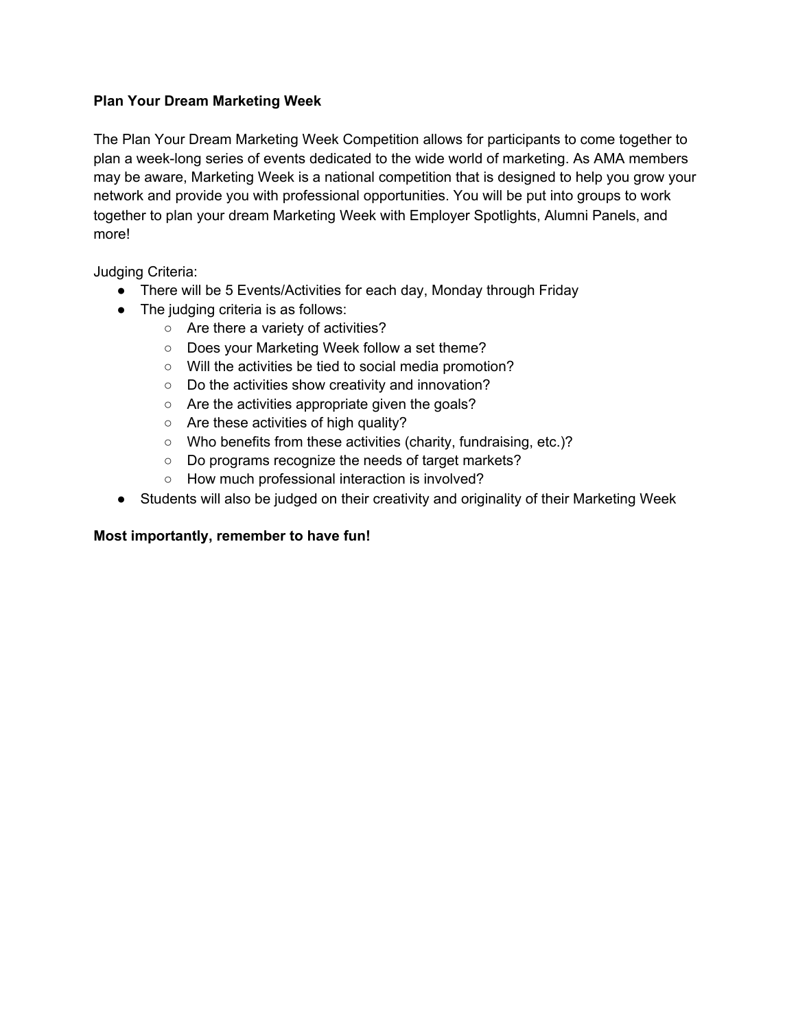**Plan Your Dream Marketing Week**

The Plan Your Dream Marketing Week Competition allows for participants to come together to plan a week-long series of events dedicated to the wide world of marketing. As AMA members may be aware, Marketing Week is a national competition that is designed to help you grow your network and provide you with professional opportunities. You will be put into groups to work together to plan your dream Marketing Week with Employer Spotlights, Alumni Panels, and more!

Judging Criteria:

- There will be 5 Events/Activities for each day, Monday through Friday
- The judging criteria is as follows:
  - Are there a variety of activities?
  - Does your Marketing Week follow a set theme?
  - Will the activities be tied to social media promotion?
  - Do the activities show creativity and innovation?
  - Are the activities appropriate given the goals?
  - Are these activities of high quality?
  - Who benefits from these activities (charity, fundraising, etc.)?
  - Do programs recognize the needs of target markets?
  - How much professional interaction is involved?
- Students will also be judged on their creativity and originality of their Marketing Week

**Most importantly, remember to have fun!**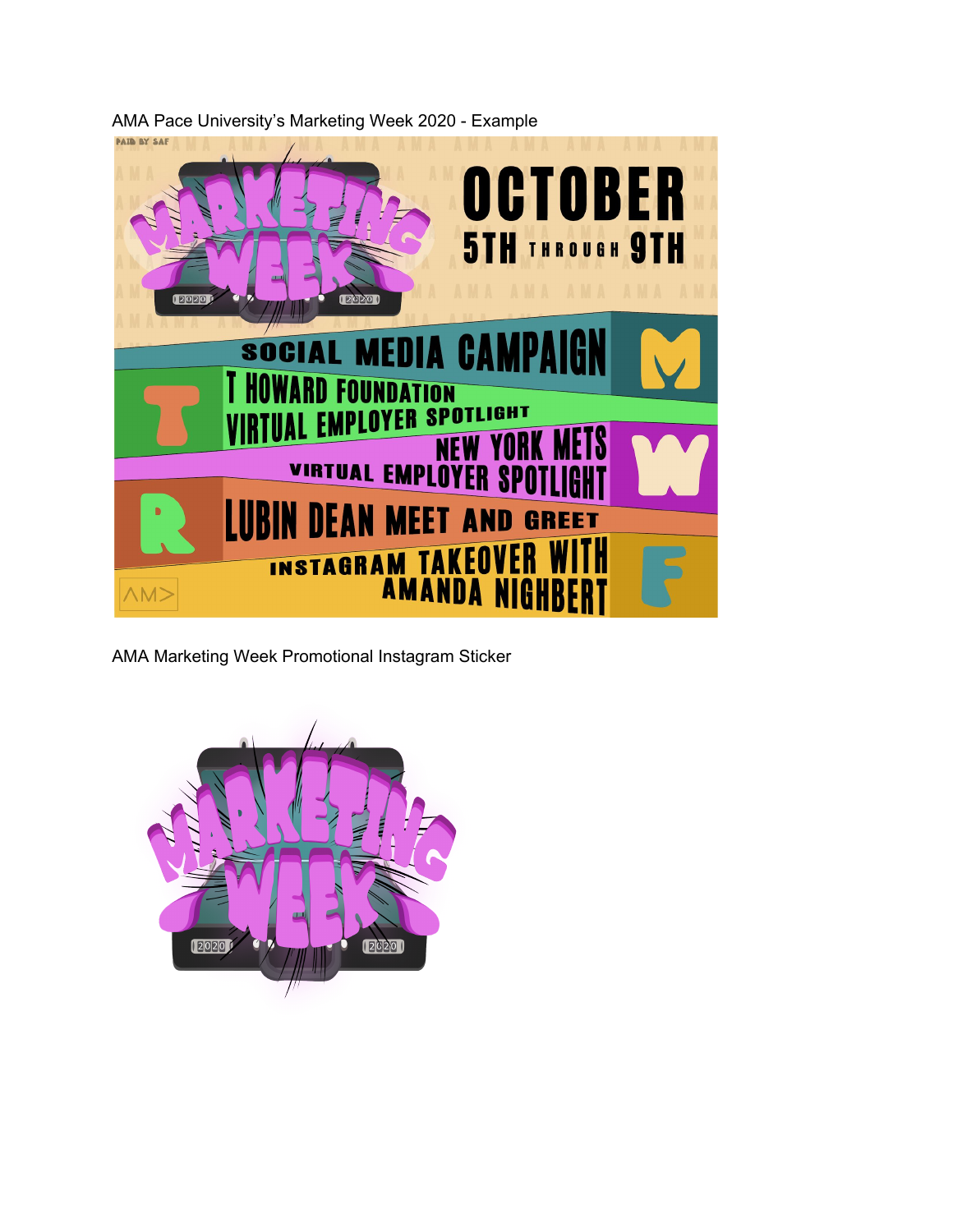AMA Pace University's Marketing Week 2020 - Example

PAID BY SAF

MARKETING WEEK

2020 2020

OCTOBER

5TH THROUGH 9TH

M SOCIAL MEDIA CAMPAIGN

T T HOWARD FOUNDATION VIRTUAL EMPLOYER SPOTLIGHT

W NEW YORK METS VIRTUAL EMPLOYER SPOTLIGHT

R LUBIN DEAN MEET AND GREET

F INSTAGRAM TAKEOVER WITH AMANDA NIGHBERT

AM>

AMA Marketing Week Promotional Instagram Sticker

MARKETING WEEK

2020 2020